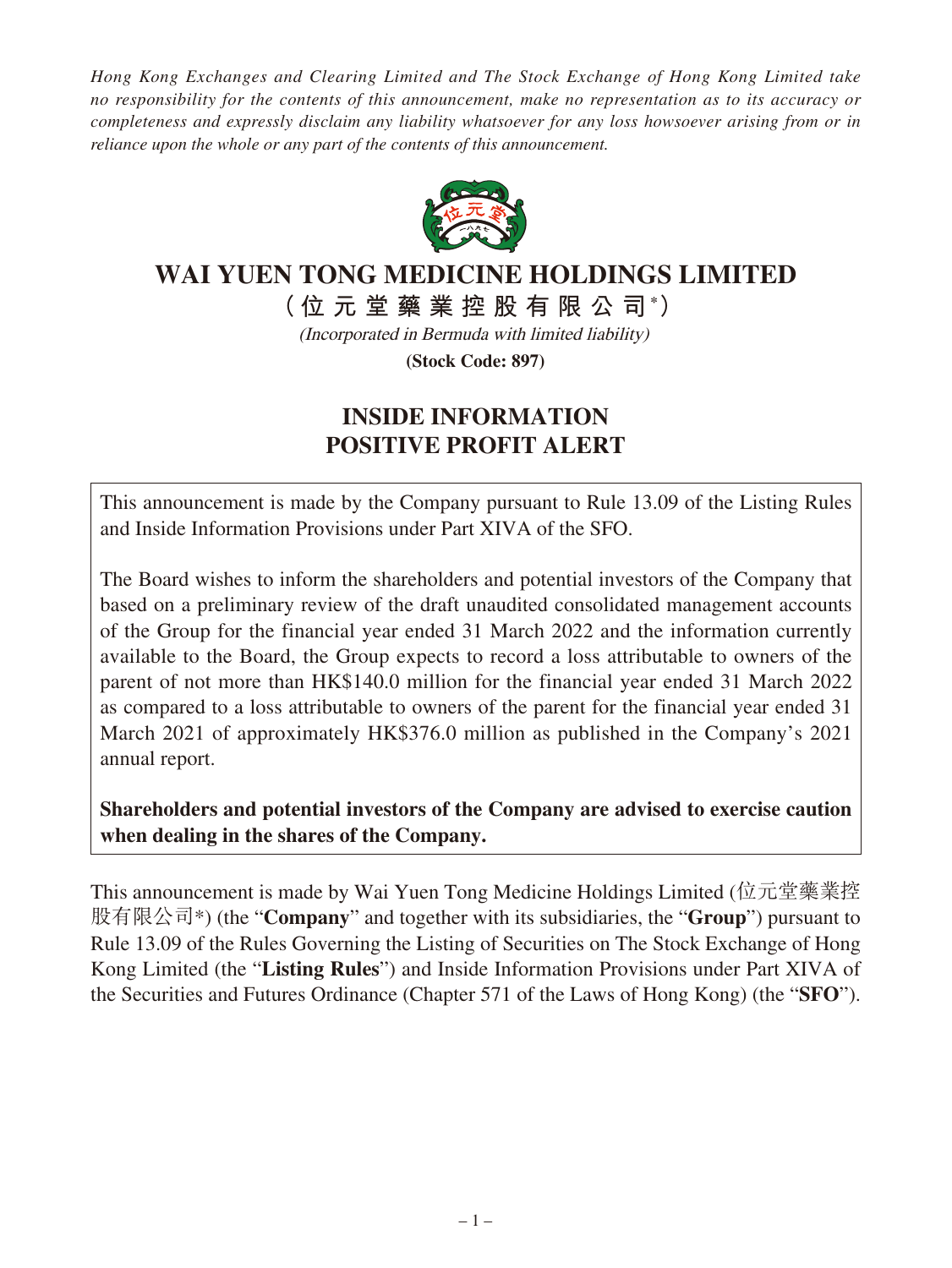*Hong Kong Exchanges and Clearing Limited and The Stock Exchange of Hong Kong Limited take no responsibility for the contents of this announcement, make no representation as to its accuracy or completeness and expressly disclaim any liability whatsoever for any loss howsoever arising from or in reliance upon the whole or any part of the contents of this announcement.*

# WAI YUEN TONG MEDICINE HOLDINGS LIMITED

**（位元堂藥業控股有限公司*）**

*(Incorporated in Bermuda with limited liability)*

**(Stock Code: 897)**

## INSIDE INFORMATION
## POSITIVE PROFIT ALERT

This announcement is made by the Company pursuant to Rule 13.09 of the Listing Rules and Inside Information Provisions under Part XIVA of the SFO.

The Board wishes to inform the shareholders and potential investors of the Company that based on a preliminary review of the draft unaudited consolidated management accounts of the Group for the financial year ended 31 March 2022 and the information currently available to the Board, the Group expects to record a loss attributable to owners of the parent of not more than HK$140.0 million for the financial year ended 31 March 2022 as compared to a loss attributable to owners of the parent for the financial year ended 31 March 2021 of approximately HK$376.0 million as published in the Company's 2021 annual report.

**Shareholders and potential investors of the Company are advised to exercise caution when dealing in the shares of the Company.**

This announcement is made by Wai Yuen Tong Medicine Holdings Limited (位元堂藥業控股有限公司*) (the "**Company**" and together with its subsidiaries, the "**Group**") pursuant to Rule 13.09 of the Rules Governing the Listing of Securities on The Stock Exchange of Hong Kong Limited (the "**Listing Rules**") and Inside Information Provisions under Part XIVA of the Securities and Futures Ordinance (Chapter 571 of the Laws of Hong Kong) (the "**SFO**").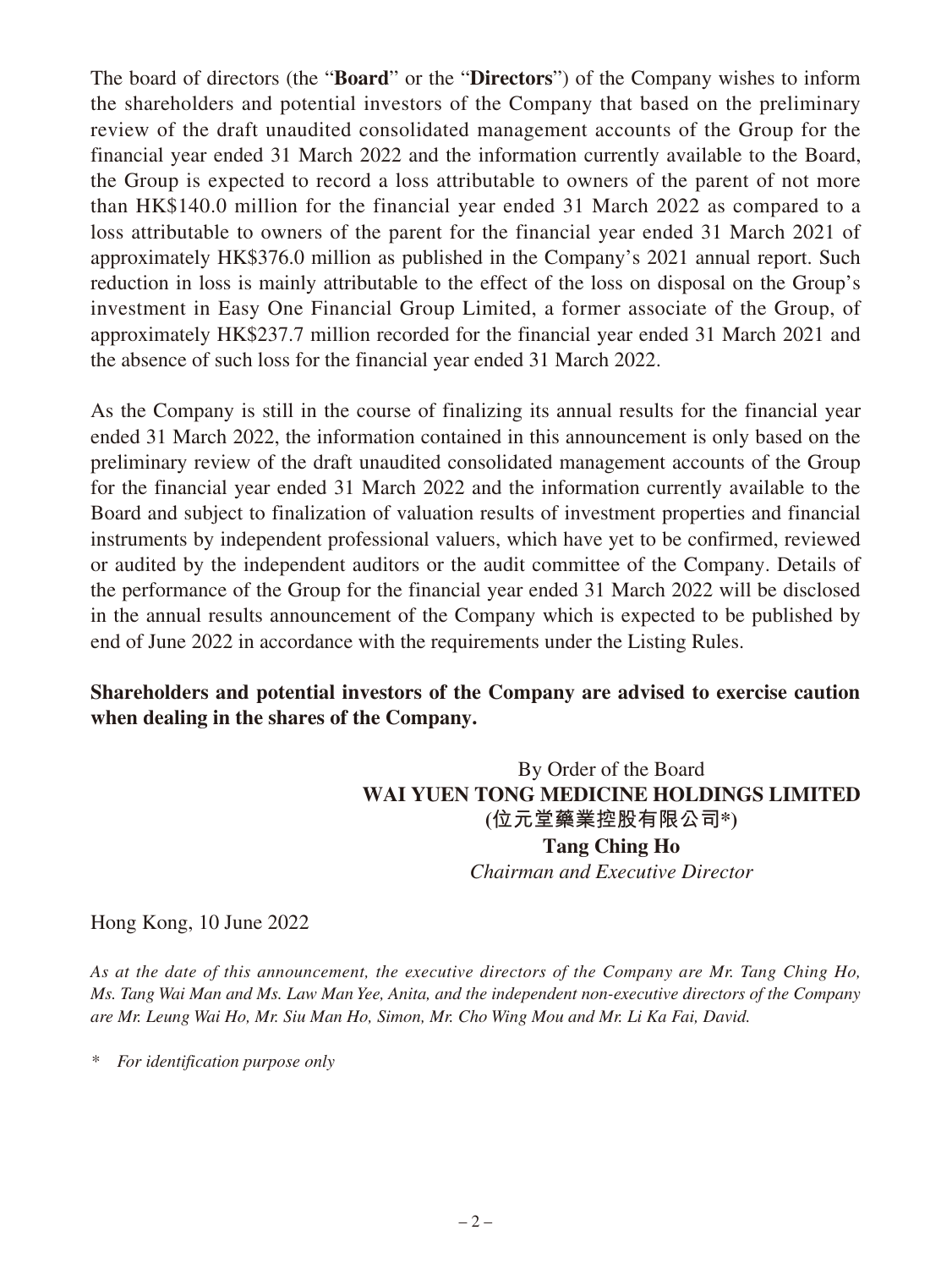The board of directors (the "**Board**" or the "**Directors**") of the Company wishes to inform the shareholders and potential investors of the Company that based on the preliminary review of the draft unaudited consolidated management accounts of the Group for the financial year ended 31 March 2022 and the information currently available to the Board, the Group is expected to record a loss attributable to owners of the parent of not more than HK$140.0 million for the financial year ended 31 March 2022 as compared to a loss attributable to owners of the parent for the financial year ended 31 March 2021 of approximately HK$376.0 million as published in the Company's 2021 annual report. Such reduction in loss is mainly attributable to the effect of the loss on disposal on the Group's investment in Easy One Financial Group Limited, a former associate of the Group, of approximately HK$237.7 million recorded for the financial year ended 31 March 2021 and the absence of such loss for the financial year ended 31 March 2022.

As the Company is still in the course of finalizing its annual results for the financial year ended 31 March 2022, the information contained in this announcement is only based on the preliminary review of the draft unaudited consolidated management accounts of the Group for the financial year ended 31 March 2022 and the information currently available to the Board and subject to finalization of valuation results of investment properties and financial instruments by independent professional valuers, which have yet to be confirmed, reviewed or audited by the independent auditors or the audit committee of the Company. Details of the performance of the Group for the financial year ended 31 March 2022 will be disclosed in the annual results announcement of the Company which is expected to be published by end of June 2022 in accordance with the requirements under the Listing Rules.

**Shareholders and potential investors of the Company are advised to exercise caution when dealing in the shares of the Company.**

By Order of the Board
**WAI YUEN TONG MEDICINE HOLDINGS LIMITED**
**(位元堂藥業控股有限公司*)**
**Tang Ching Ho**
*Chairman and Executive Director*

Hong Kong, 10 June 2022

*As at the date of this announcement, the executive directors of the Company are Mr. Tang Ching Ho, Ms. Tang Wai Man and Ms. Law Man Yee, Anita, and the independent non-executive directors of the Company are Mr. Leung Wai Ho, Mr. Siu Man Ho, Simon, Mr. Cho Wing Mou and Mr. Li Ka Fai, David.*

\* *For identification purpose only*